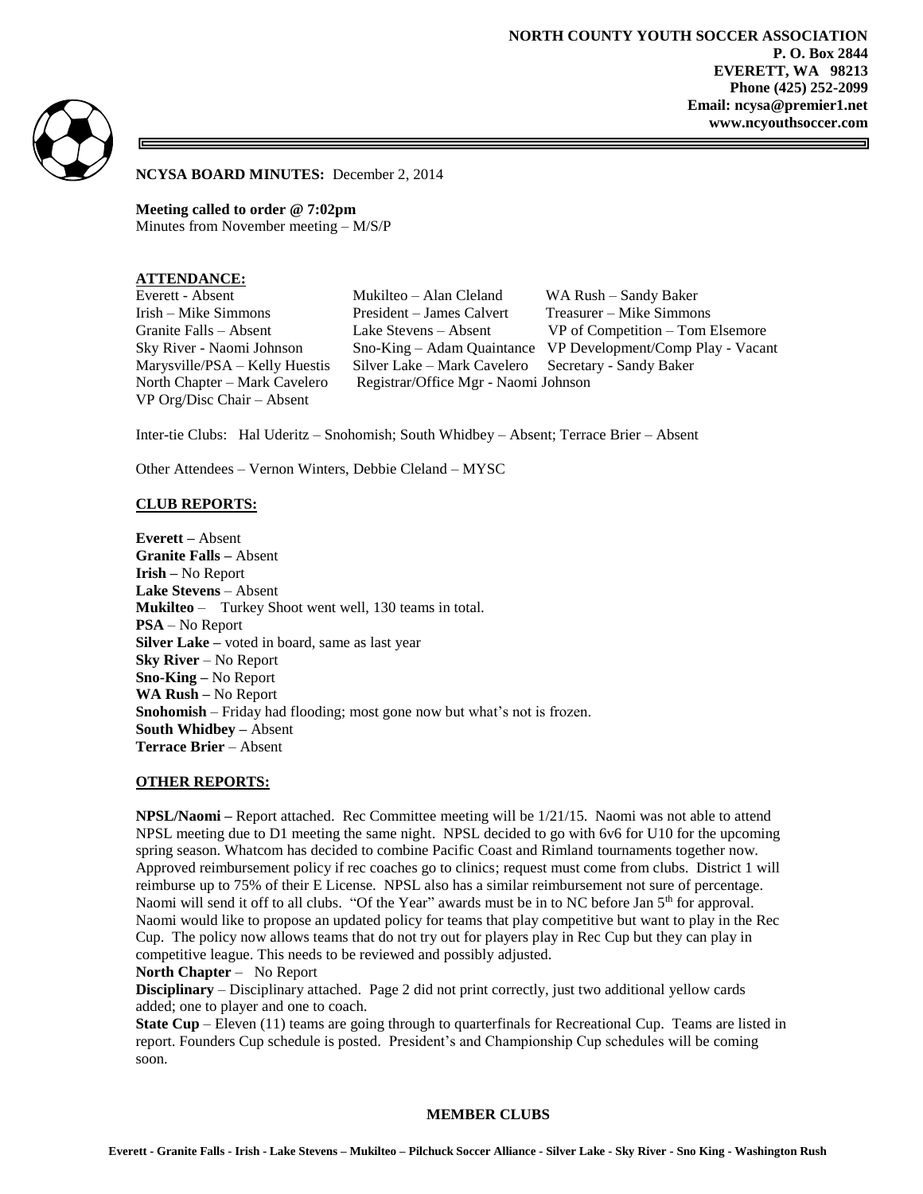**NORTH COUNTY YOUTH SOCCER ASSOCIATION**
**P. O. Box 2844**
**EVERETT, WA 98213**
**Phone (425) 252-2099**
**Email: ncysa@premier1.net**
**www.ncyouthsoccer.com**

**NCYSA BOARD MINUTES:** December 2, 2014

**Meeting called to order @ 7:02pm**
Minutes from November meeting – M/S/P

**ATTENDANCE:**

| | | |
|---|---|---|
| Everett - Absent | Mukilteo – Alan Cleland | WA Rush – Sandy Baker |
| Irish – Mike Simmons | President – James Calvert | Treasurer – Mike Simmons |
| Granite Falls – Absent | Lake Stevens – Absent | VP of Competition – Tom Elsemore |
| Sky River - Naomi Johnson | Sno-King – Adam Quaintance | VP Development/Comp Play - Vacant |
| Marysville/PSA – Kelly Huestis | Silver Lake – Mark Cavelero | Secretary - Sandy Baker |
| North Chapter – Mark Cavelero | Registrar/Office Mgr - Naomi Johnson | |
| VP Org/Disc Chair – Absent | | |

Inter-tie Clubs: Hal Uderitz – Snohomish; South Whidbey – Absent; Terrace Brier – Absent

Other Attendees – Vernon Winters, Debbie Cleland – MYSC

**CLUB REPORTS:**

**Everett –** Absent
**Granite Falls –** Absent
**Irish –** No Report
**Lake Stevens** – Absent
**Mukilteo** – Turkey Shoot went well, 130 teams in total.
**PSA** – No Report
**Silver Lake –** voted in board, same as last year
**Sky River** – No Report
**Sno-King –** No Report
**WA Rush –** No Report
**Snohomish** – Friday had flooding; most gone now but what's not is frozen.
**South Whidbey –** Absent
**Terrace Brier** – Absent

**OTHER REPORTS:**

**NPSL/Naomi –** Report attached. Rec Committee meeting will be 1/21/15. Naomi was not able to attend NPSL meeting due to D1 meeting the same night. NPSL decided to go with 6v6 for U10 for the upcoming spring season. Whatcom has decided to combine Pacific Coast and Rimland tournaments together now. Approved reimbursement policy if rec coaches go to clinics; request must come from clubs. District 1 will reimburse up to 75% of their E License. NPSL also has a similar reimbursement not sure of percentage. Naomi will send it off to all clubs. "Of the Year" awards must be in to NC before Jan 5th for approval. Naomi would like to propose an updated policy for teams that play competitive but want to play in the Rec Cup. The policy now allows teams that do not try out for players play in Rec Cup but they can play in competitive league. This needs to be reviewed and possibly adjusted.
**North Chapter** – No Report
**Disciplinary** – Disciplinary attached. Page 2 did not print correctly, just two additional yellow cards added; one to player and one to coach.
**State Cup** – Eleven (11) teams are going through to quarterfinals for Recreational Cup. Teams are listed in report. Founders Cup schedule is posted. President's and Championship Cup schedules will be coming soon.

**MEMBER CLUBS**

**Everett - Granite Falls - Irish - Lake Stevens – Mukilteo – Pilchuck Soccer Alliance - Silver Lake - Sky River - Sno King - Washington Rush**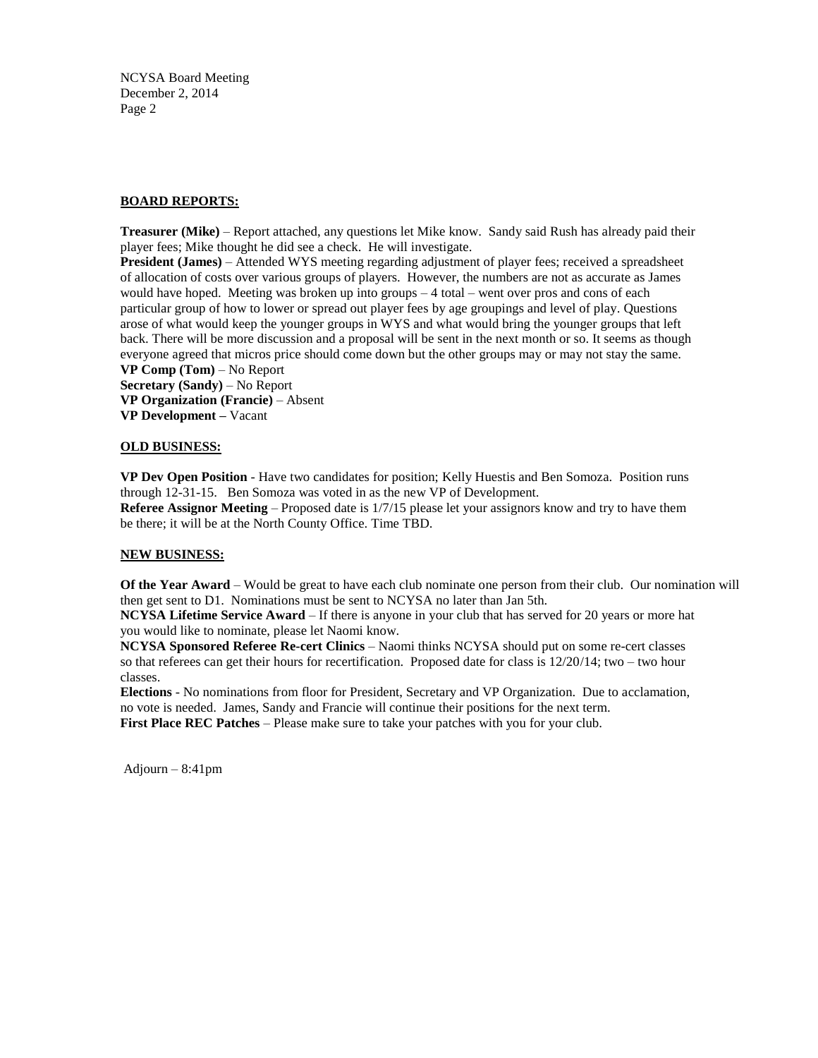**BOARD REPORTS:**

**Treasurer (Mike)** – Report attached, any questions let Mike know. Sandy said Rush has already paid their player fees; Mike thought he did see a check. He will investigate.
**President (James)** – Attended WYS meeting regarding adjustment of player fees; received a spreadsheet of allocation of costs over various groups of players. However, the numbers are not as accurate as James would have hoped. Meeting was broken up into groups – 4 total – went over pros and cons of each particular group of how to lower or spread out player fees by age groupings and level of play. Questions arose of what would keep the younger groups in WYS and what would bring the younger groups that left back. There will be more discussion and a proposal will be sent in the next month or so. It seems as though everyone agreed that micros price should come down but the other groups may or may not stay the same.
**VP Comp (Tom)** – No Report
**Secretary (Sandy)** – No Report
**VP Organization (Francie)** – Absent
**VP Development –** Vacant

**OLD BUSINESS:**

**VP Dev Open Position** - Have two candidates for position; Kelly Huestis and Ben Somoza. Position runs through 12-31-15. Ben Somoza was voted in as the new VP of Development.
**Referee Assignor Meeting** – Proposed date is 1/7/15 please let your assignors know and try to have them be there; it will be at the North County Office. Time TBD.

**NEW BUSINESS:**

**Of the Year Award** – Would be great to have each club nominate one person from their club. Our nomination will then get sent to D1. Nominations must be sent to NCYSA no later than Jan 5th.
**NCYSA Lifetime Service Award** – If there is anyone in your club that has served for 20 years or more hat you would like to nominate, please let Naomi know.
**NCYSA Sponsored Referee Re-cert Clinics** – Naomi thinks NCYSA should put on some re-cert classes so that referees can get their hours for recertification. Proposed date for class is 12/20/14; two – two hour classes.
**Elections** - No nominations from floor for President, Secretary and VP Organization. Due to acclamation, no vote is needed. James, Sandy and Francie will continue their positions for the next term.
**First Place REC Patches** – Please make sure to take your patches with you for your club.

Adjourn – 8:41pm